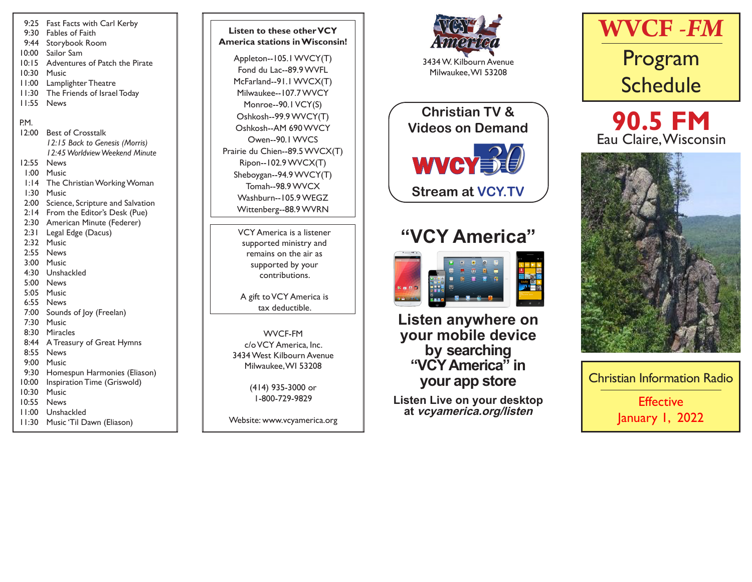| | |
|---|---|
| 9:25 | Fast Facts with Carl Kerby |
| 9:30 | Fables of Faith |
| 9:44 | Storybook Room |
| 10:00 | Sailor Sam |
| 10:15 | Adventures of Patch the Pirate |
| 10:30 | Music |
| 11:00 | Lamplighter Theatre |
| 11:30 | The Friends of Israel Today |
| 11:55 | News |

P.M.

| | |
|---|---|
| 12:00 | Best of Crosstalk |
| | *12:15 Back to Genesis (Morris)* |
| | *12:45 Worldview Weekend Minute* |
| 12:55 | News |
| 1:00 | Music |
| 1:14 | The Christian Working Woman |
| 1:30 | Music |
| 2:00 | Science, Scripture and Salvation |
| 2:14 | From the Editor's Desk (Pue) |
| 2:30 | American Minute (Federer) |
| 2:31 | Legal Edge (Dacus) |
| 2:32 | Music |
| 2:55 | News |
| 3:00 | Music |
| 4:30 | Unshackled |
| 5:00 | News |
| 5:05 | Music |
| 6:55 | News |
| 7:00 | Sounds of Joy (Freelan) |
| 7:30 | Music |
| 8:30 | Miracles |
| 8:44 | A Treasury of Great Hymns |
| 8:55 | News |
| 9:00 | Music |
| 9:30 | Homespun Harmonies (Eliason) |
| 10:00 | Inspiration Time (Griswold) |
| 10:30 | Music |
| 10:55 | News |
| 11:00 | Unshackled |
| 11:30 | Music 'Til Dawn (Eliason) |

**Listen to these other VCY America stations in Wisconsin!**

Appleton--105.1 WVCY(T)
Fond du Lac--89.9 WVFL
McFarland--91.1 WVCX(T)
Milwaukee--107.7 WVCY
Monroe--90.1 VCY(S)
Oshkosh--99.9 WVCY(T)
Oshkosh--AM 690 WVCY
Owen--90.1 WVCS
Prairie du Chien--89.5 WVCX(T)
Ripon--102.9 WVCX(T)
Sheboygan--94.9 WVCY(T)
Tomah--98.9 WVCX
Washburn--105.9 WEGZ
Wittenberg--88.9 WVRN

VCY America is a listener supported ministry and remains on the air as supported by your contributions.

A gift to VCY America is tax deductible.

WVCF-FM
c/o VCY America, Inc.
3434 West Kilbourn Avenue
Milwaukee, WI 53208

(414) 935-3000 or
1-800-729-9829

Website: www.vcyamerica.org

VCY America
3434 W. Kilbourn Avenue
Milwaukee, WI 53208

**Christian TV & Videos on Demand**

WVCY 30

**Stream at VCY.TV**

## "VCY America"

**Listen anywhere on your mobile device by searching "VCY America" in your app store**

**Listen Live on your desktop at *vcyamerica.org/listen***

# WVCF -FM
# Program Schedule

## 90.5 FM
Eau Claire, Wisconsin

Christian Information Radio

Effective
January 1, 2022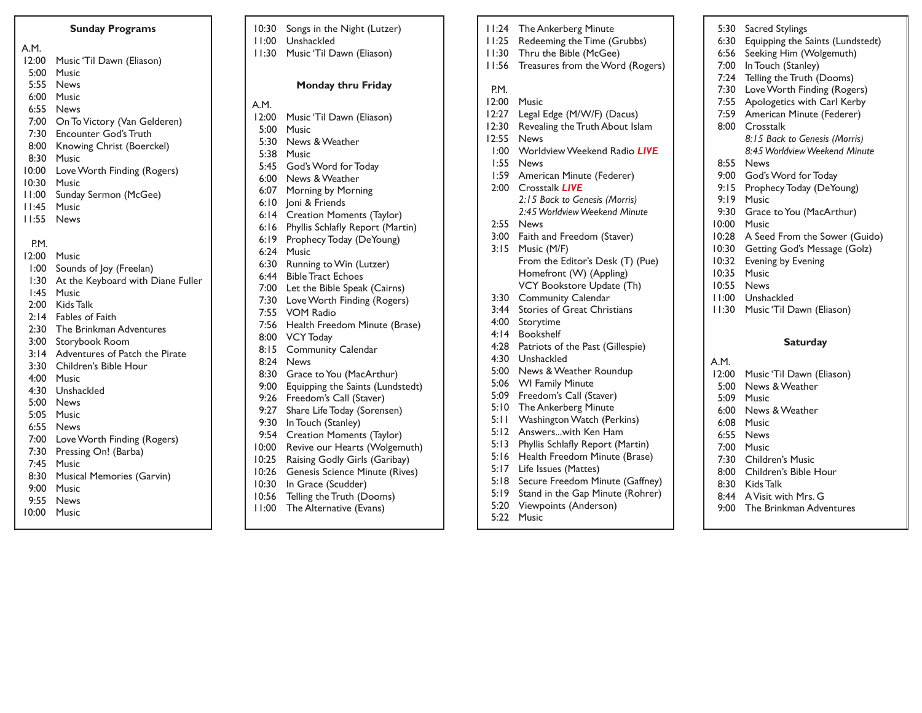**Sunday Programs**

A.M.

12:00 Music 'Til Dawn (Eliason)
5:00 Music
5:55 News
6:00 Music
6:55 News
7:00 On To Victory (Van Gelderen)
7:30 Encounter God's Truth
8:00 Knowing Christ (Boerckel)
8:30 Music
10:00 Love Worth Finding (Rogers)
10:30 Music
11:00 Sunday Sermon (McGee)
11:45 Music
11:55 News

P.M.

12:00 Music
1:00 Sounds of Joy (Freelan)
1:30 At the Keyboard with Diane Fuller
1:45 Music
2:00 Kids Talk
2:14 Fables of Faith
2:30 The Brinkman Adventures
3:00 Storybook Room
3:14 Adventures of Patch the Pirate
3:30 Children's Bible Hour
4:00 Music
4:30 Unshackled
5:00 News
5:05 Music
6:55 News
7:00 Love Worth Finding (Rogers)
7:30 Pressing On! (Barba)
7:45 Music
8:30 Musical Memories (Garvin)
9:00 Music
9:55 News
10:00 Music
10:30 Songs in the Night (Lutzer)
11:00 Unshackled
11:30 Music 'Til Dawn (Eliason)

**Monday thru Friday**

A.M.

12:00 Music 'Til Dawn (Eliason)
5:00 Music
5:30 News & Weather
5:38 Music
5:45 God's Word for Today
6:00 News & Weather
6:07 Morning by Morning
6:10 Joni & Friends
6:14 Creation Moments (Taylor)
6:16 Phyllis Schlafly Report (Martin)
6:19 Prophecy Today (DeYoung)
6:24 Music
6:30 Running to Win (Lutzer)
6:44 Bible Tract Echoes
7:00 Let the Bible Speak (Cairns)
7:30 Love Worth Finding (Rogers)
7:55 VOM Radio
7:56 Health Freedom Minute (Brase)
8:00 VCY Today
8:15 Community Calendar
8:24 News
8:30 Grace to You (MacArthur)
9:00 Equipping the Saints (Lundstedt)
9:26 Freedom's Call (Staver)
9:27 Share Life Today (Sorensen)
9:30 In Touch (Stanley)
9:54 Creation Moments (Taylor)
10:00 Revive our Hearts (Wolgemuth)
10:25 Raising Godly Girls (Garibay)
10:26 Genesis Science Minute (Rives)
10:30 In Grace (Scudder)
10:56 Telling the Truth (Dooms)
11:00 The Alternative (Evans)
11:24 The Ankerberg Minute
11:25 Redeeming the Time (Grubbs)
11:30 Thru the Bible (McGee)
11:56 Treasures from the Word (Rogers)

P.M.

12:00 Music
12:27 Legal Edge (M/W/F) (Dacus)
12:30 Revealing the Truth About Islam
12:55 News
1:00 Worldview Weekend Radio ***LIVE***
1:55 News
1:59 American Minute (Federer)
2:00 Crosstalk ***LIVE***
*2:15 Back to Genesis (Morris)*
*2:45 Worldview Weekend Minute*
2:55 News
3:00 Faith and Freedom (Staver)
3:15 Music (M/F)
From the Editor's Desk (T) (Pue)
Homefront (W) (Appling)
VCY Bookstore Update (Th)
3:30 Community Calendar
3:44 Stories of Great Christians
4:00 Storytime
4:14 Bookshelf
4:28 Patriots of the Past (Gillespie)
4:30 Unshackled
5:00 News & Weather Roundup
5:06 WI Family Minute
5:09 Freedom's Call (Staver)
5:10 The Ankerberg Minute
5:11 Washington Watch (Perkins)
5:12 Answers...with Ken Ham
5:13 Phyllis Schlafly Report (Martin)
5:16 Health Freedom Minute (Brase)
5:17 Life Issues (Mattes)
5:18 Secure Freedom Minute (Gaffney)
5:19 Stand in the Gap Minute (Rohrer)
5:20 Viewpoints (Anderson)
5:22 Music
5:30 Sacred Stylings
6:30 Equipping the Saints (Lundstedt)
6:56 Seeking Him (Wolgemuth)
7:00 In Touch (Stanley)
7:24 Telling the Truth (Dooms)
7:30 Love Worth Finding (Rogers)
7:55 Apologetics with Carl Kerby
7:59 American Minute (Federer)
8:00 Crosstalk
*8:15 Back to Genesis (Morris)*
*8:45 Worldview Weekend Minute*
8:55 News
9:00 God's Word for Today
9:15 Prophecy Today (DeYoung)
9:19 Music
9:30 Grace to You (MacArthur)
10:00 Music
10:28 A Seed From the Sower (Guido)
10:30 Getting God's Message (Golz)
10:32 Evening by Evening
10:35 Music
10:55 News
11:00 Unshackled
11:30 Music 'Til Dawn (Eliason)

**Saturday**

A.M.

12:00 Music 'Til Dawn (Eliason)
5:00 News & Weather
5:09 Music
6:00 News & Weather
6:08 Music
6:55 News
7:00 Music
7:30 Children's Music
8:00 Children's Bible Hour
8:30 Kids Talk
8:44 A Visit with Mrs. G
9:00 The Brinkman Adventures